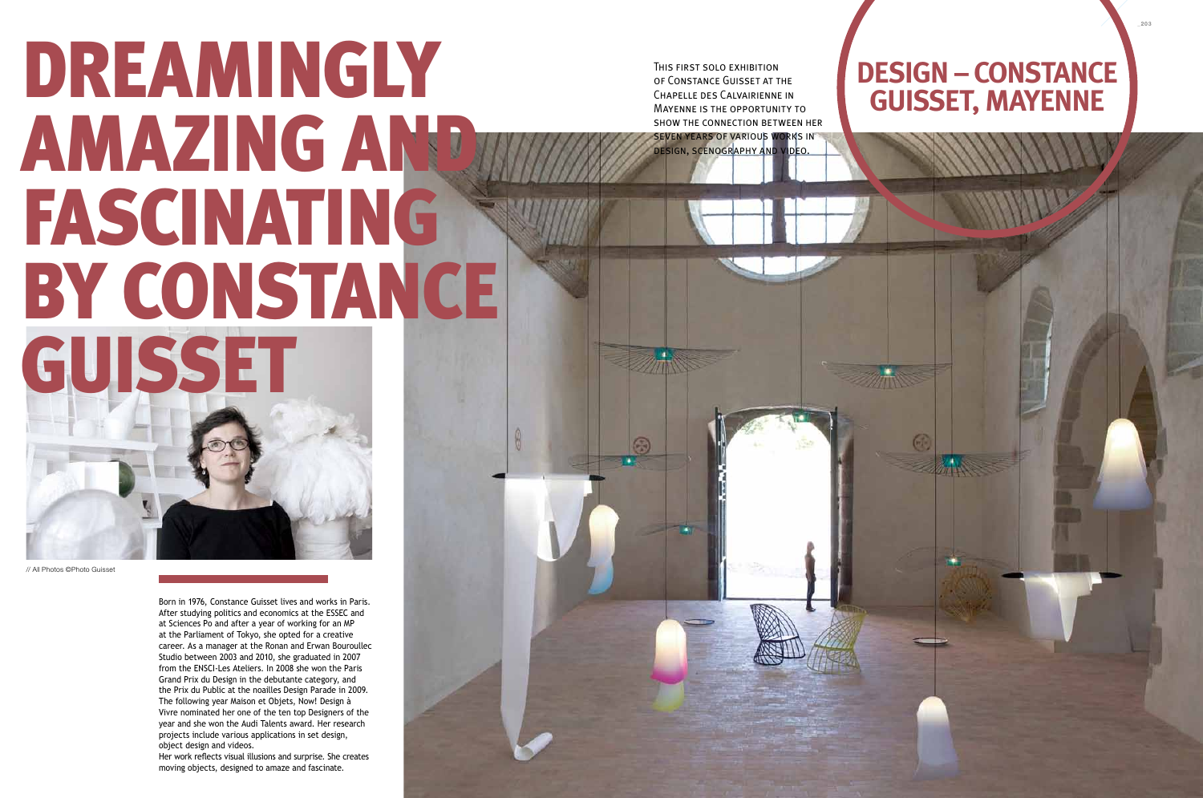# DREAMINGLY AMAZING AND FASCINATING BY CONSTANCE GUISSET

## DESIGN – CONSTANCE GUISSET, MAYENNE

This first solo exhibition of Constance Guisset at the Chapelle des Calvairienne in Mayenne is the opportunity to show the connection between her seven years of various works in design, scenography and video.

// All Photos ©Photo Guisset

Born in 1976, Constance Guisset lives and works in Paris. After studying politics and economics at the ESSEC and at Sciences Po and after a year of working for an MP at the Parliament of Tokyo, she opted for a creative career. As a manager at the Ronan and Erwan Bouroullec Studio between 2003 and 2010, she graduated in 2007 from the ENSCI-Les Ateliers. In 2008 she won the Paris Grand Prix du Design in the debutante category, and the Prix du Public at the noailles Design Parade in 2009. The following year Maison et Objets, Now! Design à Vivre nominated her one of the ten top Designers of the year and she won the Audi Talents award. Her research projects include various applications in set design, object design and videos.

Her work reflects visual illusions and surprise. She creates moving objects, designed to amaze and fascinate.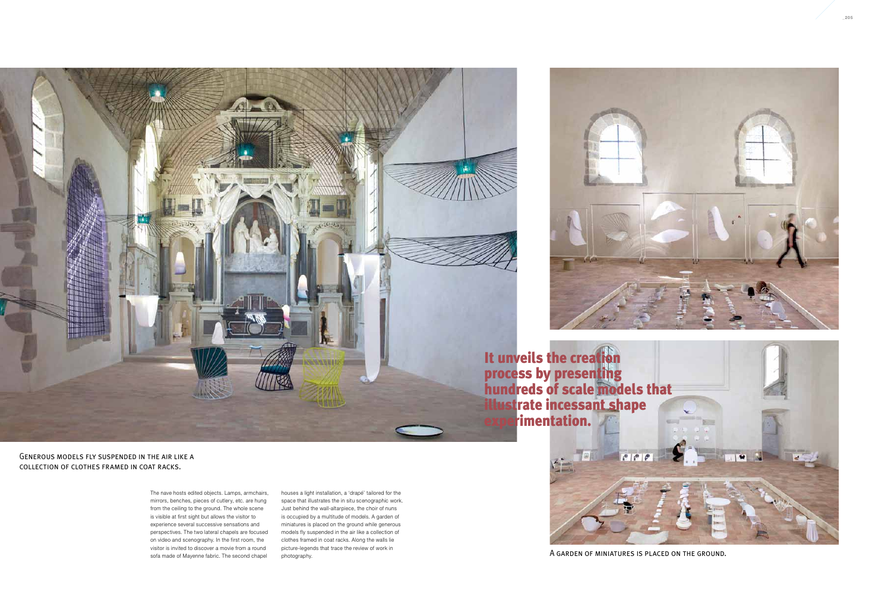**It unveils the creation process by presenting hundreds of scale models that illustrate incessant shape experimentation.**

GENEROUS MODELS FLY SUSPENDED IN THE AIR LIKE A COLLECTION OF CLOTHES FRAMED IN COAT RACKS.

The nave hosts edited objects. Lamps, armchairs, mirrors, benches, pieces of cutlery, etc. are hung from the ceiling to the ground. The whole scene is visible at first sight but allows the visitor to experience several successive sensations and perspectives. The two lateral chapels are focused on video and scenography. In the first room, the visitor is invited to discover a movie from a round sofa made of Mayenne fabric. The second chapel houses a light installation, a 'drapé' tailored for the space that illustrates the in situ scenographic work. Just behind the wall-altarpiece, the choir of nuns is occupied by a multitude of models. A garden of miniatures is placed on the ground while generous models fly suspended in the air like a collection of clothes framed in coat racks. Along the walls lie picture-legends that trace the review of work in photography.

A GARDEN OF MINIATURES IS PLACED ON THE GROUND.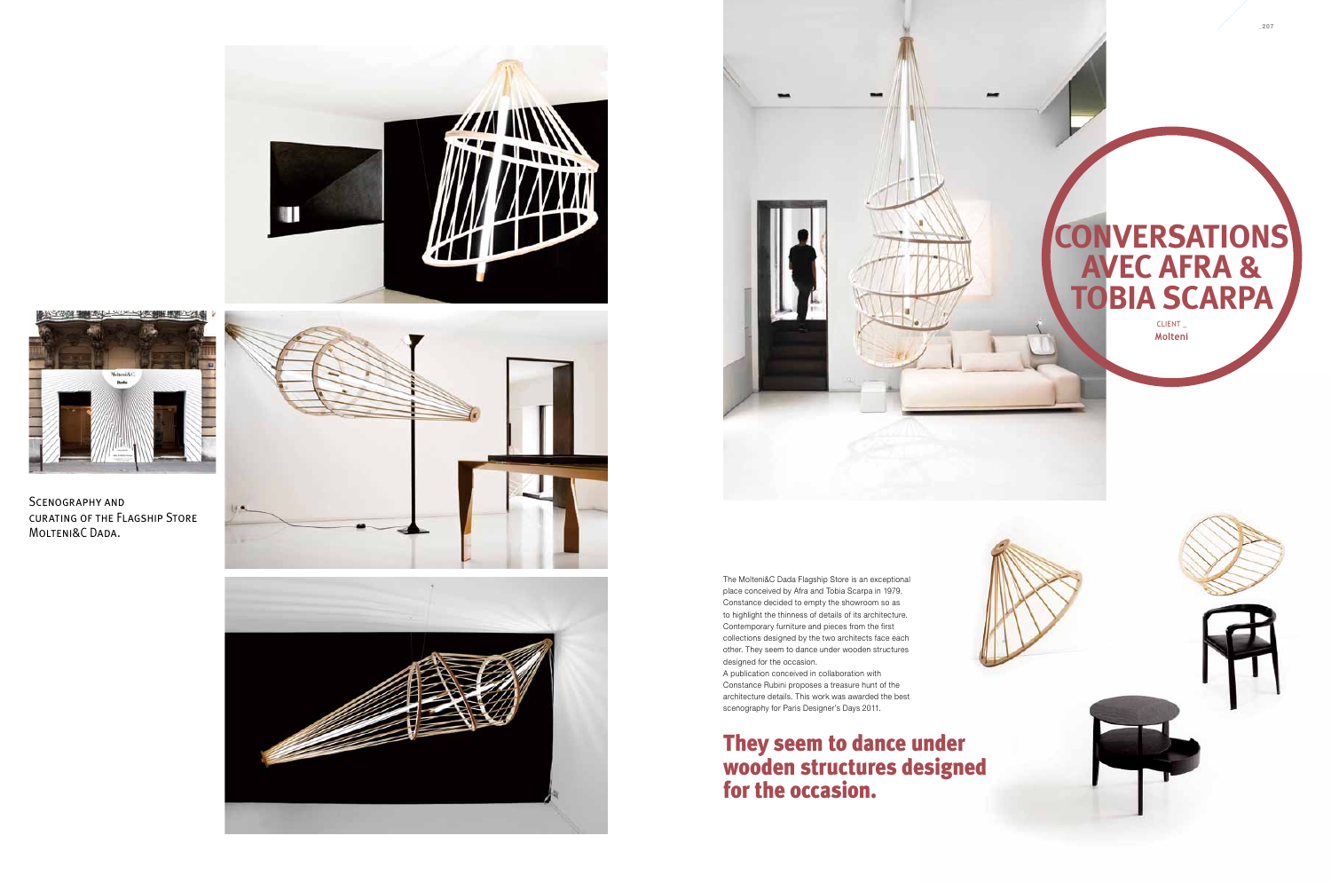# CONVERSATIONS AVEC AFRA & TOBIA SCARPA

CLIENT _
Molteni

Scenography and curating of the Flagship Store Molteni&C Dada.

The Molteni&C Dada Flagship Store is an exceptional place conceived by Afra and Tobia Scarpa in 1979. Constance decided to empty the showroom so as to highlight the thinness of details of its architecture. Contemporary furniture and pieces from the first collections designed by the two architects face each other. They seem to dance under wooden structures designed for the occasion.
A publication conceived in collaboration with Constance Rubini proposes a treasure hunt of the architecture details. This work was awarded the best scenography for Paris Designer's Days 2011.

## They seem to dance under wooden structures designed for the occasion.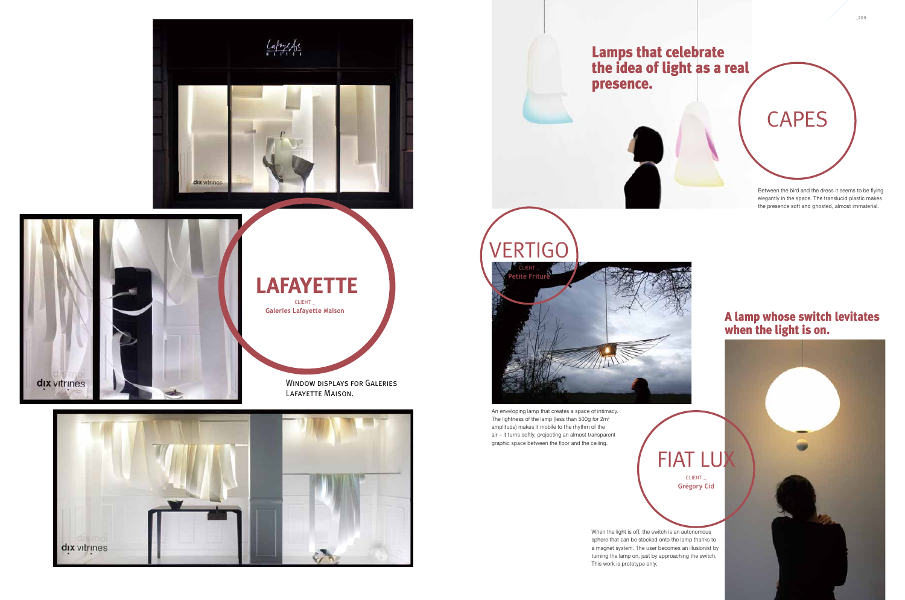## LAFAYETTE

CLIENT _
Galeries Lafayette Maison

Window displays for Galeries Lafayette Maison.

## CAPES

### Lamps that celebrate the idea of light as a real presence.

Between the bird and the dress it seems to be flying elegantly in the space. The translucid plastic makes the presence soft and ghosted, almost immaterial.

## VERTIGO

CLIENT _
Petite Friture

An enveloping lamp that creates a space of intimacy. The lightness of the lamp (less than 500g for 2m² amplitude) makes it mobile to the rhythm of the air – it turns softly, projecting an almost transparent graphic space between the floor and the ceiling.

## FIAT LUX

CLIENT _
Grégory Cid

### A lamp whose switch levitates when the light is on.

When the light is off, the switch is an autonomous sphere that can be stocked onto the lamp thanks to a magnet system. The user becomes an illusionist by turning the lamp on, just by approaching the switch. This work is prototype only.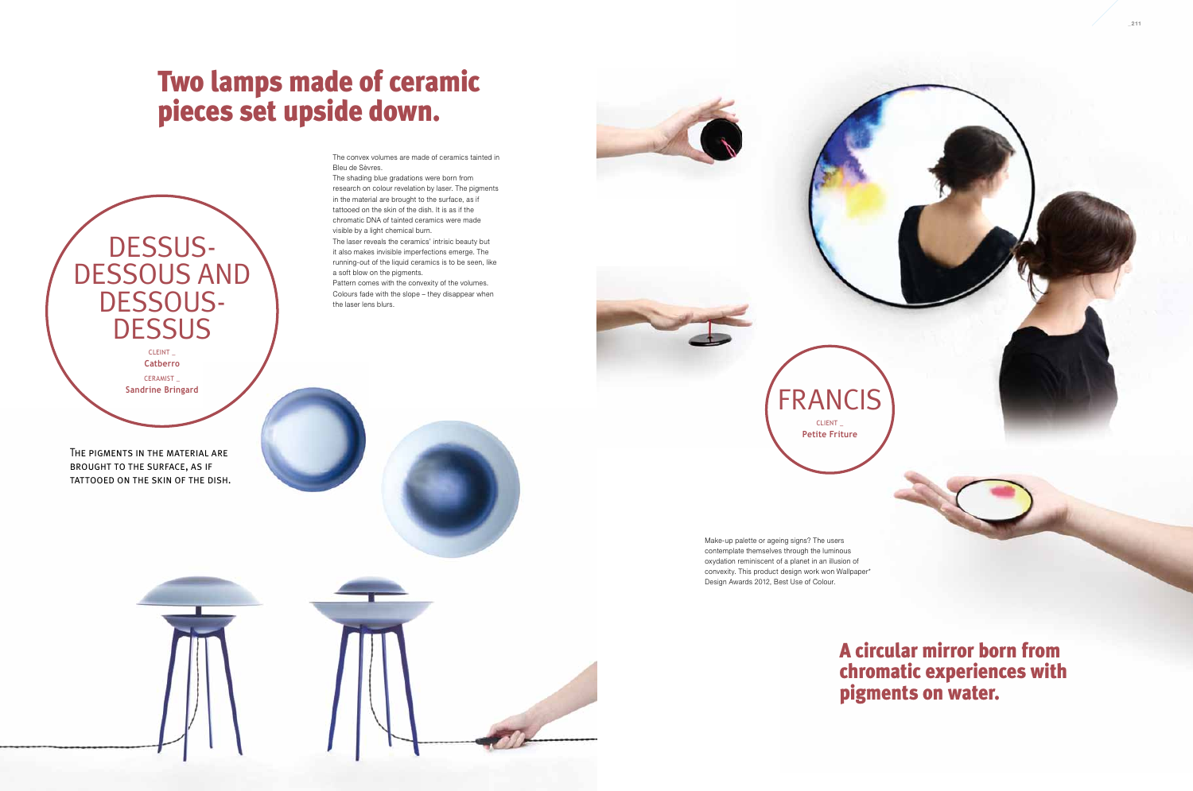# Two lamps made of ceramic pieces set upside down.

## DESSUS-DESSOUS AND DESSOUS-DESSUS

CLEINT _
**Catberro**

CERAMIST _
**Sandrine Bringard**

The convex volumes are made of ceramics tainted in Bleu de Sèvres.
The shading blue gradations were born from research on colour revelation by laser. The pigments in the material are brought to the surface, as if tattooed on the skin of the dish. It is as if the chromatic DNA of tainted ceramics were made visible by a light chemical burn.
The laser reveals the ceramics' intrisic beauty but it also makes invisible imperfections emerge. The running-out of the liquid ceramics is to be seen, like a soft blow on the pigments.
Pattern comes with the convexity of the volumes. Colours fade with the slope – they disappear when the laser lens blurs.

THE PIGMENTS IN THE MATERIAL ARE BROUGHT TO THE SURFACE, AS IF TATTOOED ON THE SKIN OF THE DISH.

## FRANCIS

CLIENT _
**Petite Friture**

Make-up palette or ageing signs? The users contemplate themselves through the luminous oxydation reminiscent of a planet in an illusion of convexity. This product design work won Wallpaper* Design Awards 2012, Best Use of Colour.

# A circular mirror born from chromatic experiences with pigments on water.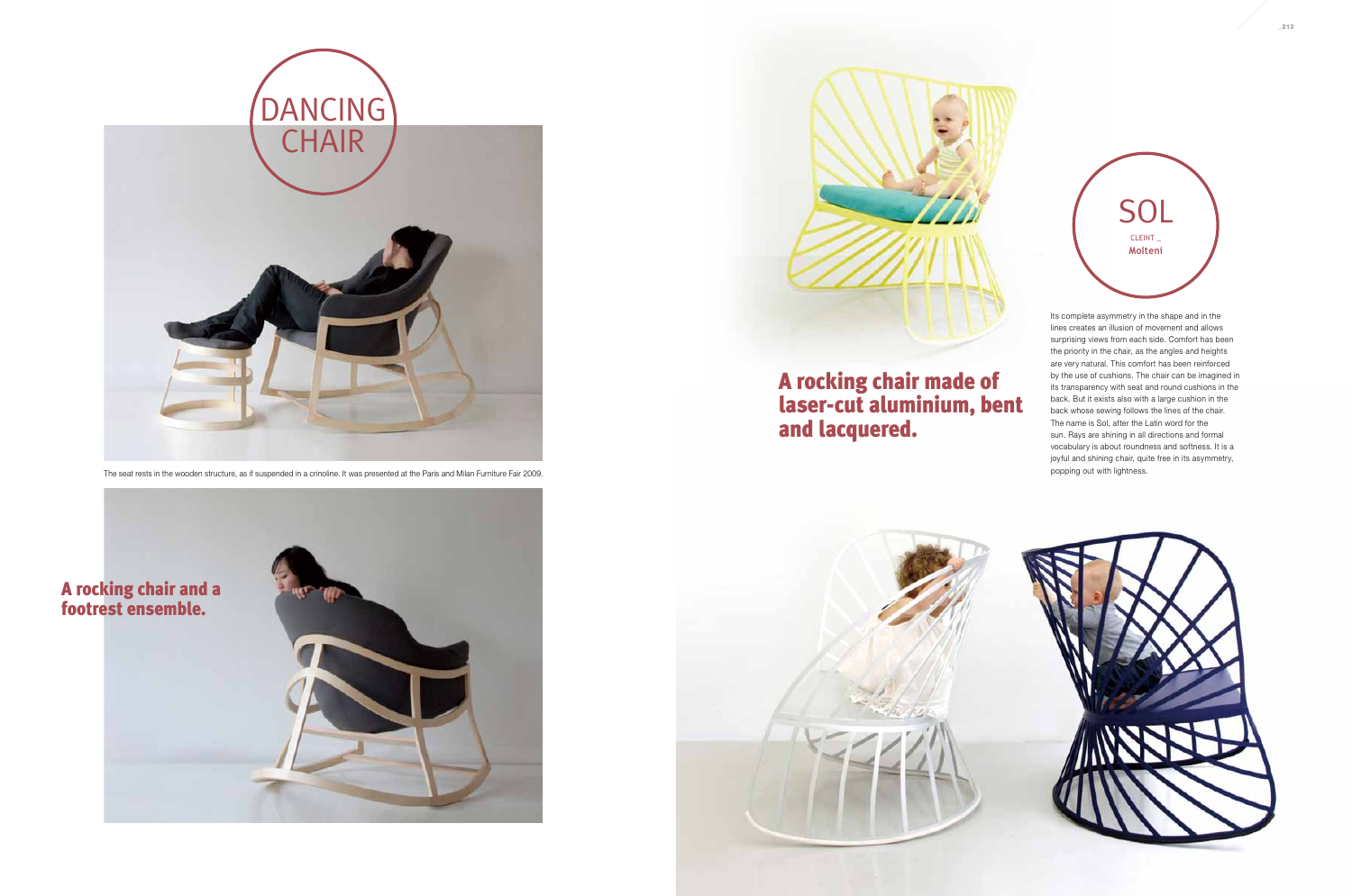# DANCING CHAIR

The seat rests in the wooden structure, as if suspended in a crinoline. It was presented at the Paris and Milan Furniture Fair 2009.

## A rocking chair and a footrest ensemble.

# SOL

CLEINT _
**Molteni**

## A rocking chair made of laser-cut aluminium, bent and lacquered.

Its complete asymmetry in the shape and in the lines creates an illusion of movement and allows surprising views from each side. Comfort has been the priority in the chair, as the angles and heights are very natural. This comfort has been reinforced by the use of cushions. The chair can be imagined in its transparency with seat and round cushions in the back. But it exists also with a large cushion in the back whose sewing follows the lines of the chair. The name is Sol, after the Latin word for the sun. Rays are shining in all directions and formal vocabulary is about roundness and softness. It is a joyful and shining chair, quite free in its asymmetry, popping out with lightness.